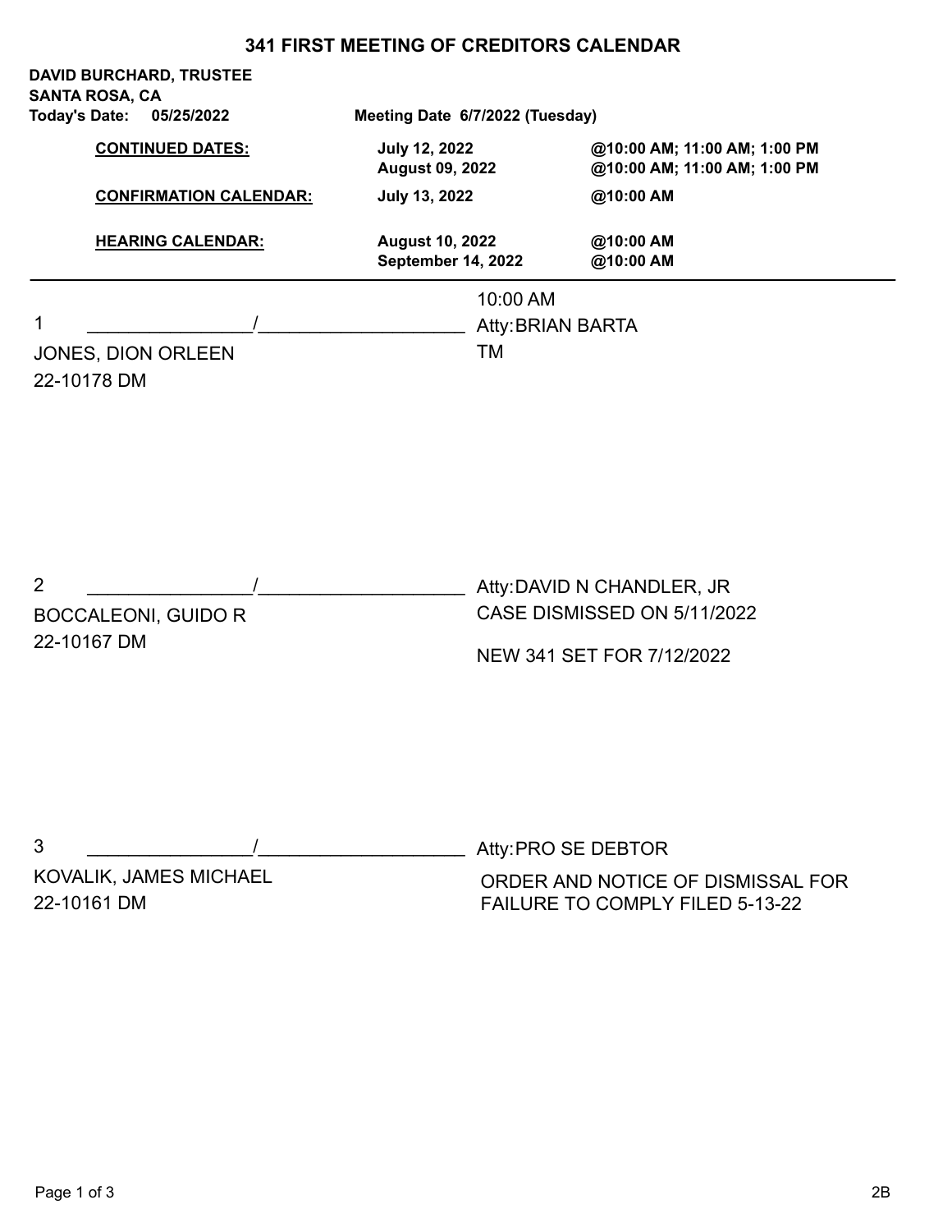# 341 FIRST MEETING OF CREDITORS CALENDAR

**DAVID BURCHARD, TRUSTEE**
**SANTA ROSA, CA**
**Today's Date: 05/25/2022** **Meeting Date 6/7/2022 (Tuesday)**

| | | |
|---|---|---|
| **CONTINUED DATES:** | **July 12, 2022** | **@10:00 AM; 11:00 AM; 1:00 PM** |
| | **August 09, 2022** | **@10:00 AM; 11:00 AM; 1:00 PM** |
| **CONFIRMATION CALENDAR:** | **July 13, 2022** | **@10:00 AM** |
| **HEARING CALENDAR:** | **August 10, 2022** | **@10:00 AM** |
| | **September 14, 2022** | **@10:00 AM** |

---

1 ________________/____________________

JONES, DION ORLEEN
22-10178 DM

10:00 AM
Atty: BRIAN BARTA
TM

2 ________________/____________________

BOCCALEONI, GUIDO R
22-10167 DM

Atty: DAVID N CHANDLER, JR
CASE DISMISSED ON 5/11/2022

NEW 341 SET FOR 7/12/2022

3 ________________/____________________

KOVALIK, JAMES MICHAEL
22-10161 DM

Atty: PRO SE DEBTOR
ORDER AND NOTICE OF DISMISSAL FOR FAILURE TO COMPLY FILED 5-13-22

2B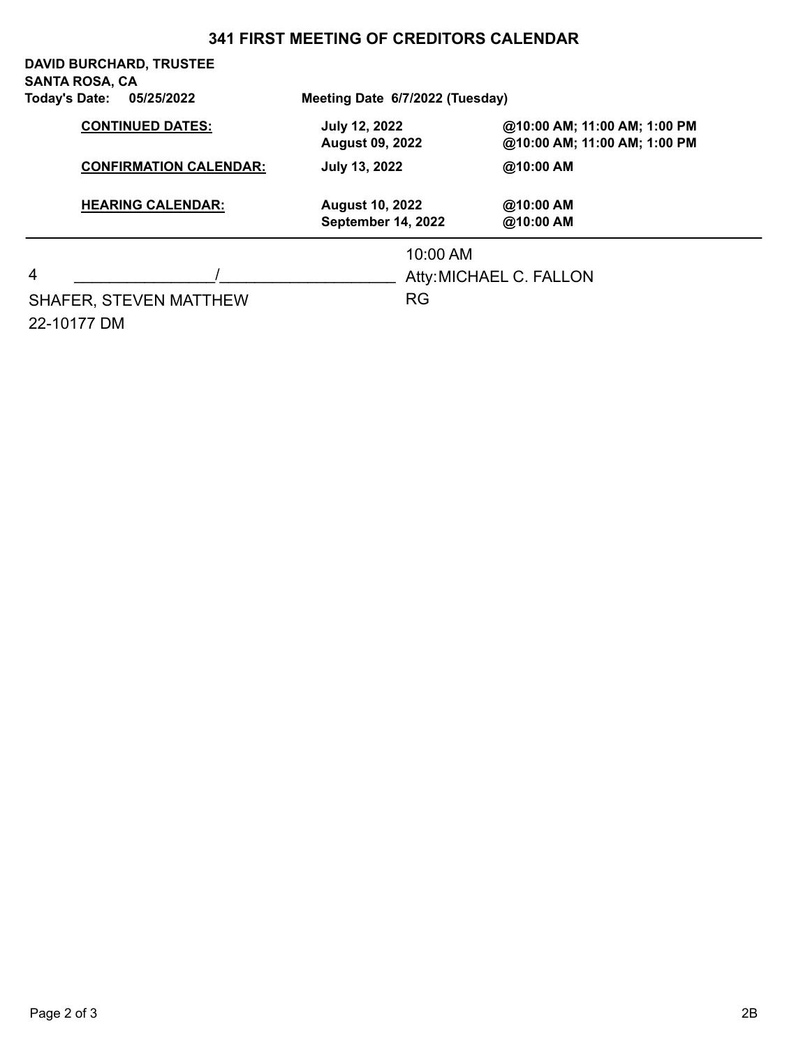# 341 FIRST MEETING OF CREDITORS CALENDAR

**DAVID BURCHARD, TRUSTEE**
**SANTA ROSA, CA**
**Today's Date: 05/25/2022** **Meeting Date 6/7/2022 (Tuesday)**

| | | |
|---|---|---|
| **CONTINUED DATES:** | **July 12, 2022** | **@10:00 AM; 11:00 AM; 1:00 PM** |
| | **August 09, 2022** | **@10:00 AM; 11:00 AM; 1:00 PM** |
| **CONFIRMATION CALENDAR:** | **July 13, 2022** | **@10:00 AM** |
| **HEARING CALENDAR:** | **August 10, 2022** | **@10:00 AM** |
| | **September 14, 2022** | **@10:00 AM** |

---

10:00 AM

4 ________________/____________________ Atty: MICHAEL C. FALLON

SHAFER, STEVEN MATTHEW RG

22-10177 DM

2B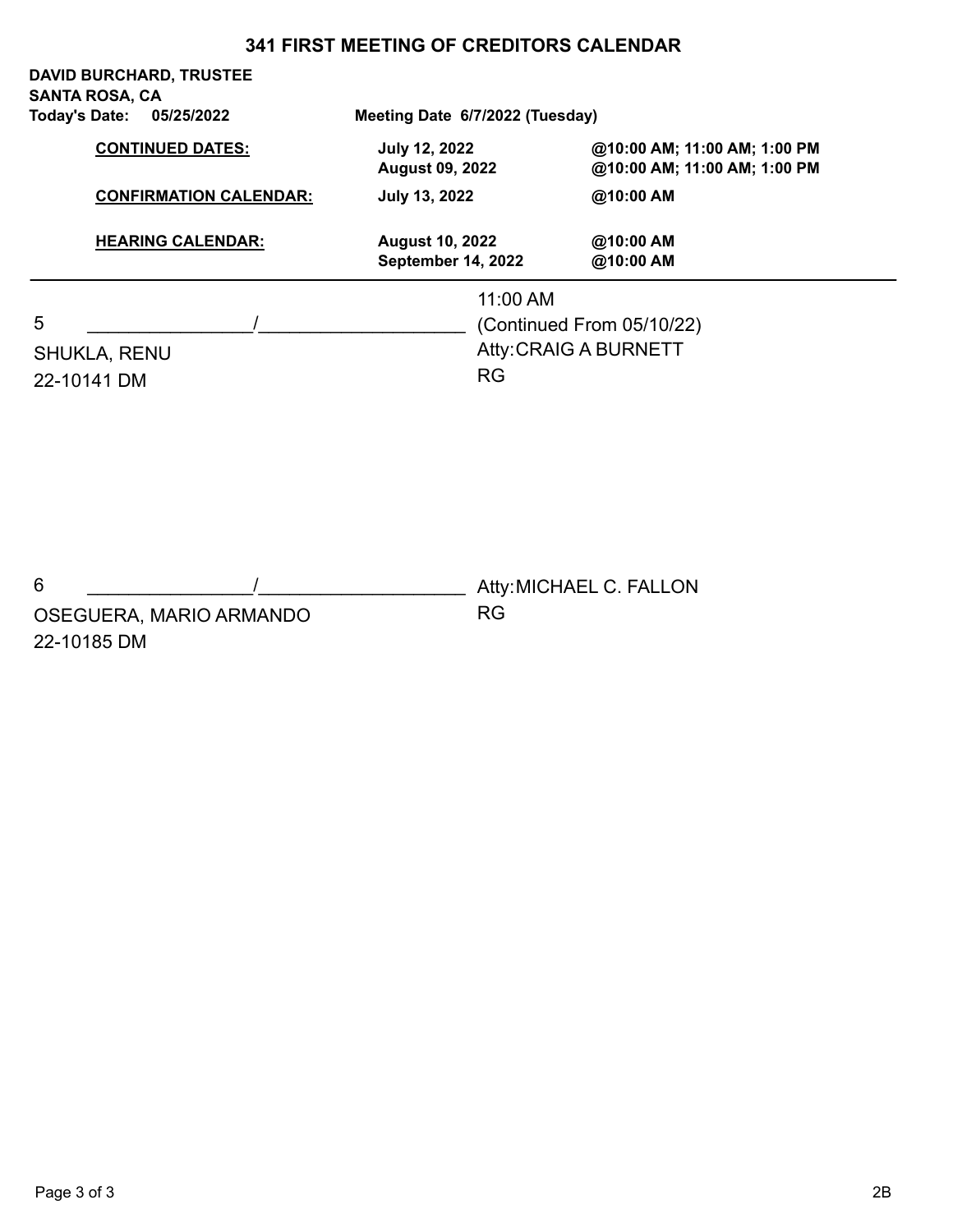# 341 FIRST MEETING OF CREDITORS CALENDAR

**DAVID BURCHARD, TRUSTEE**
**SANTA ROSA, CA**
**Today's Date: 05/25/2022** **Meeting Date 6/7/2022 (Tuesday)**

| | | |
|---|---|---|
| **CONTINUED DATES:** | **July 12, 2022** | **@10:00 AM; 11:00 AM; 1:00 PM** |
| | **August 09, 2022** | **@10:00 AM; 11:00 AM; 1:00 PM** |
| **CONFIRMATION CALENDAR:** | **July 13, 2022** | **@10:00 AM** |
| **HEARING CALENDAR:** | **August 10, 2022** | **@10:00 AM** |
| | **September 14, 2022** | **@10:00 AM** |

---

5 \_\_\_\_\_\_\_\_\_\_\_\_\_\_\_\_/\_\_\_\_\_\_\_\_\_\_\_\_\_\_\_\_\_\_\_\_
SHUKLA, RENU
22-10141 DM

11:00 AM
(Continued From 05/10/22)
Atty:CRAIG A BURNETT
RG

6 \_\_\_\_\_\_\_\_\_\_\_\_\_\_\_\_/\_\_\_\_\_\_\_\_\_\_\_\_\_\_\_\_\_\_\_\_
OSEGUERA, MARIO ARMANDO
22-10185 DM

Atty:MICHAEL C. FALLON
RG

2B